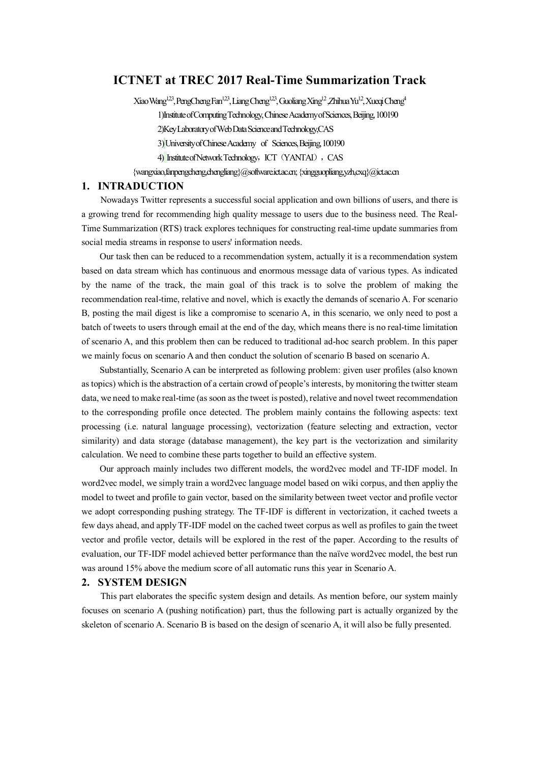# ICTNET at TREC 2017 Real-Time Summarization Track

Xiao Wang[123], PengCheng Fan[123], Liang Cheng[123], Guoliang Xing[12], Zhihua Yu[12], Xueqi Cheng[4]

1) Institute of Computing Technology, Chinese Academy of Sciences, Beijing, 100190

2) Key Laboratory of Web Data Science and Technology, CAS

3) University of Chinese Academy of Sciences, Beijing, 100190

4) Institute of Network Technology，ICT（YANTAI），CAS

{wangxiao,fanpengcheng,chengliang}@software.ict.ac.cn; {xingguopliang,yzh,cxq}@ict.ac.cn

## 1. INTRODUCTION

Nowadays Twitter represents a successful social application and own billions of users, and there is a growing trend for recommending high quality message to users due to the business need. The Real-Time Summarization (RTS) track explores techniques for constructing real-time update summaries from social media streams in response to users' information needs.

Our task then can be reduced to a recommendation system, actually it is a recommendation system based on data stream which has continuous and enormous message data of various types. As indicated by the name of the track, the main goal of this track is to solve the problem of making the recommendation real-time, relative and novel, which is exactly the demands of scenario A. For scenario B, posting the mail digest is like a compromise to scenario A, in this scenario, we only need to post a batch of tweets to users through email at the end of the day, which means there is no real-time limitation of scenario A, and this problem then can be reduced to traditional ad-hoc search problem. In this paper we mainly focus on scenario A and then conduct the solution of scenario B based on scenario A.

Substantially, Scenario A can be interpreted as following problem: given user profiles (also known as topics) which is the abstraction of a certain crowd of people's interests, by monitoring the twitter steam data, we need to make real-time (as soon as the tweet is posted), relative and novel tweet recommendation to the corresponding profile once detected. The problem mainly contains the following aspects: text processing (i.e. natural language processing), vectorization (feature selecting and extraction, vector similarity) and data storage (database management), the key part is the vectorization and similarity calculation. We need to combine these parts together to build an effective system.

Our approach mainly includes two different models, the word2vec model and TF-IDF model. In word2vec model, we simply train a word2vec language model based on wiki corpus, and then appliy the model to tweet and profile to gain vector, based on the similarity between tweet vector and profile vector we adopt corresponding pushing strategy. The TF-IDF is different in vectorization, it cached tweets a few days ahead, and apply TF-IDF model on the cached tweet corpus as well as profiles to gain the tweet vector and profile vector, details will be explored in the rest of the paper. According to the results of evaluation, our TF-IDF model achieved better performance than the naïve word2vec model, the best run was around 15% above the medium score of all automatic runs this year in Scenario A.

## 2. SYSTEM DESIGN

This part elaborates the specific system design and details. As mention before, our system mainly focuses on scenario A (pushing notification) part, thus the following part is actually organized by the skeleton of scenario A. Scenario B is based on the design of scenario A, it will also be fully presented.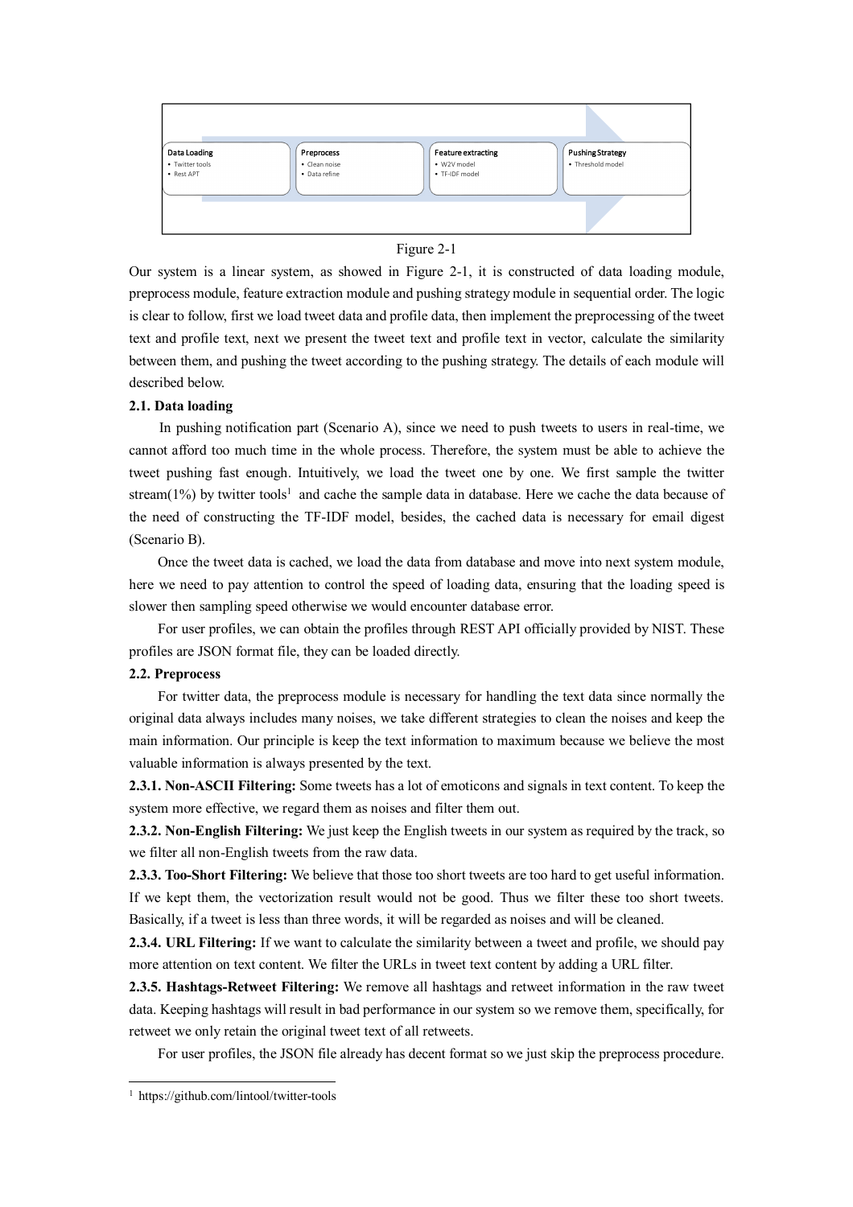Data Loading
- Twitter tools
- Rest APT

Preprocess
- Clean noise
- Data refine

Feature extracting
- W2V model
- TF-IDF model

Pushing Strategy
- Threshold model

Figure 2-1

Our system is a linear system, as showed in Figure 2-1, it is constructed of data loading module, preprocess module, feature extraction module and pushing strategy module in sequential order. The logic is clear to follow, first we load tweet data and profile data, then implement the preprocessing of the tweet text and profile text, next we present the tweet text and profile text in vector, calculate the similarity between them, and pushing the tweet according to the pushing strategy. The details of each module will described below.

**2.1. Data loading**

In pushing notification part (Scenario A), since we need to push tweets to users in real-time, we cannot afford too much time in the whole process. Therefore, the system must be able to achieve the tweet pushing fast enough. Intuitively, we load the tweet one by one. We first sample the twitter stream(1%) by twitter tools[1] and cache the sample data in database. Here we cache the data because of the need of constructing the TF-IDF model, besides, the cached data is necessary for email digest (Scenario B).

Once the tweet data is cached, we load the data from database and move into next system module, here we need to pay attention to control the speed of loading data, ensuring that the loading speed is slower then sampling speed otherwise we would encounter database error.

For user profiles, we can obtain the profiles through REST API officially provided by NIST. These profiles are JSON format file, they can be loaded directly.

**2.2. Preprocess**

For twitter data, the preprocess module is necessary for handling the text data since normally the original data always includes many noises, we take different strategies to clean the noises and keep the main information. Our principle is keep the text information to maximum because we believe the most valuable information is always presented by the text.

**2.3.1. Non-ASCII Filtering:** Some tweets has a lot of emoticons and signals in text content. To keep the system more effective, we regard them as noises and filter them out.

**2.3.2. Non-English Filtering:** We just keep the English tweets in our system as required by the track, so we filter all non-English tweets from the raw data.

**2.3.3. Too-Short Filtering:** We believe that those too short tweets are too hard to get useful information. If we kept them, the vectorization result would not be good. Thus we filter these too short tweets. Basically, if a tweet is less than three words, it will be regarded as noises and will be cleaned.

**2.3.4. URL Filtering:** If we want to calculate the similarity between a tweet and profile, we should pay more attention on text content. We filter the URLs in tweet text content by adding a URL filter.

**2.3.5. Hashtags-Retweet Filtering:** We remove all hashtags and retweet information in the raw tweet data. Keeping hashtags will result in bad performance in our system so we remove them, specifically, for retweet we only retain the original tweet text of all retweets.

For user profiles, the JSON file already has decent format so we just skip the preprocess procedure.

[1] https://github.com/lintool/twitter-tools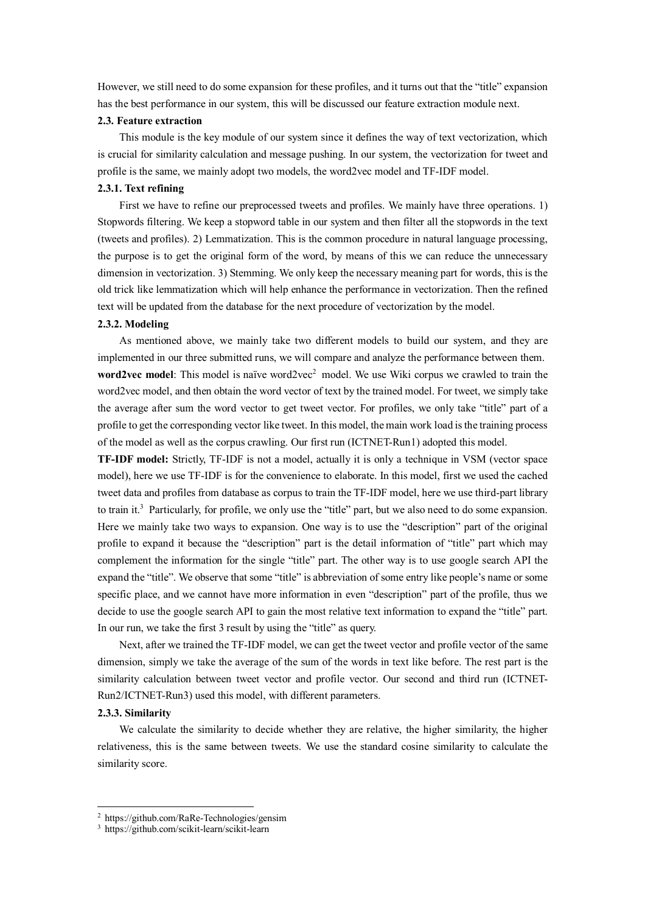However, we still need to do some expansion for these profiles, and it turns out that the "title" expansion has the best performance in our system, this will be discussed our feature extraction module next.

### 2.3. Feature extraction

This module is the key module of our system since it defines the way of text vectorization, which is crucial for similarity calculation and message pushing. In our system, the vectorization for tweet and profile is the same, we mainly adopt two models, the word2vec model and TF-IDF model.

#### 2.3.1. Text refining

First we have to refine our preprocessed tweets and profiles. We mainly have three operations. 1) Stopwords filtering. We keep a stopword table in our system and then filter all the stopwords in the text (tweets and profiles). 2) Lemmatization. This is the common procedure in natural language processing, the purpose is to get the original form of the word, by means of this we can reduce the unnecessary dimension in vectorization. 3) Stemming. We only keep the necessary meaning part for words, this is the old trick like lemmatization which will help enhance the performance in vectorization. Then the refined text will be updated from the database for the next procedure of vectorization by the model.

#### 2.3.2. Modeling

As mentioned above, we mainly take two different models to build our system, and they are implemented in our three submitted runs, we will compare and analyze the performance between them.

**word2vec model**: This model is naïve word2vec[2] model. We use Wiki corpus we crawled to train the word2vec model, and then obtain the word vector of text by the trained model. For tweet, we simply take the average after sum the word vector to get tweet vector. For profiles, we only take "title" part of a profile to get the corresponding vector like tweet. In this model, the main work load is the training process of the model as well as the corpus crawling. Our first run (ICTNET-Run1) adopted this model.

**TF-IDF model:** Strictly, TF-IDF is not a model, actually it is only a technique in VSM (vector space model), here we use TF-IDF is for the convenience to elaborate. In this model, first we used the cached tweet data and profiles from database as corpus to train the TF-IDF model, here we use third-part library to train it.[3] Particularly, for profile, we only use the "title" part, but we also need to do some expansion. Here we mainly take two ways to expansion. One way is to use the "description" part of the original profile to expand it because the "description" part is the detail information of "title" part which may complement the information for the single "title" part. The other way is to use google search API the expand the "title". We observe that some "title" is abbreviation of some entry like people's name or some specific place, and we cannot have more information in even "description" part of the profile, thus we decide to use the google search API to gain the most relative text information to expand the "title" part. In our run, we take the first 3 result by using the "title" as query.

Next, after we trained the TF-IDF model, we can get the tweet vector and profile vector of the same dimension, simply we take the average of the sum of the words in text like before. The rest part is the similarity calculation between tweet vector and profile vector. Our second and third run (ICTNET-Run2/ICTNET-Run3) used this model, with different parameters.

#### 2.3.3. Similarity

We calculate the similarity to decide whether they are relative, the higher similarity, the higher relativeness, this is the same between tweets. We use the standard cosine similarity to calculate the similarity score.

---

[2] https://github.com/RaRe-Technologies/gensim
[3] https://github.com/scikit-learn/scikit-learn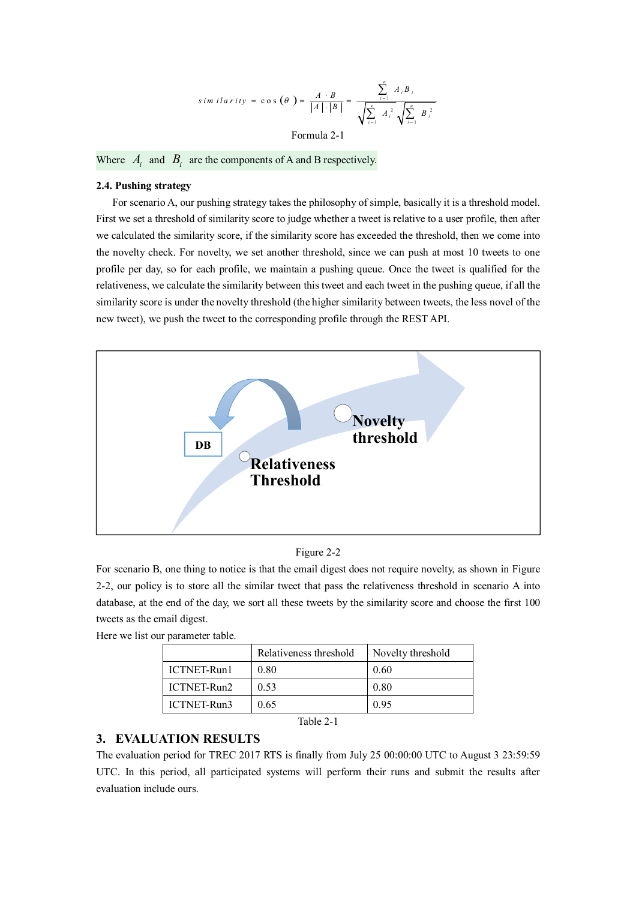$$similarity = \cos(\theta) = \frac{A \cdot B}{|A| \cdot |B|} = \frac{\sum_{i=1}^{n} A_i B_i}{\sqrt{\sum_{i=1}^{n} A_i^2} \sqrt{\sum_{i=1}^{n} B_i^2}}$$

Formula 2-1

Where $A_i$ and $B_i$ are the components of A and B respectively.

### 2.4. Pushing strategy

For scenario A, our pushing strategy takes the philosophy of simple, basically it is a threshold model. First we set a threshold of similarity score to judge whether a tweet is relative to a user profile, then after we calculated the similarity score, if the similarity score has exceeded the threshold, then we come into the novelty check. For novelty, we set another threshold, since we can push at most 10 tweets to one profile per day, so for each profile, we maintain a pushing queue. Once the tweet is qualified for the relativeness, we calculate the similarity between this tweet and each tweet in the pushing queue, if all the similarity score is under the novelty threshold (the higher similarity between tweets, the less novel of the new tweet), we push the tweet to the corresponding profile through the REST API.

Figure 2-2

For scenario B, one thing to notice is that the email digest does not require novelty, as shown in Figure 2-2, our policy is to store all the similar tweet that pass the relativeness threshold in scenario A into database, at the end of the day, we sort all these tweets by the similarity score and choose the first 100 tweets as the email digest.

Here we list our parameter table.

| | Relativeness threshold | Novelty threshold |
|---|---|---|
| ICTNET-Run1 | 0.80 | 0.60 |
| ICTNET-Run2 | 0.53 | 0.80 |
| ICTNET-Run3 | 0.65 | 0.95 |

Table 2-1

## 3. EVALUATION RESULTS

The evaluation period for TREC 2017 RTS is finally from July 25 00:00:00 UTC to August 3 23:59:59 UTC. In this period, all participated systems will perform their runs and submit the results after evaluation include ours.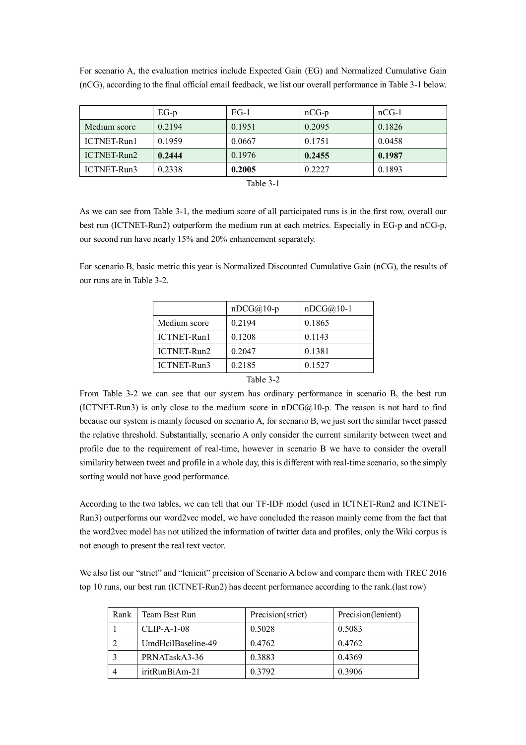For scenario A, the evaluation metrics include Expected Gain (EG) and Normalized Cumulative Gain (nCG), according to the final official email feedback, we list our overall performance in Table 3-1 below.

| | EG-p | EG-1 | nCG-p | nCG-1 |
|---|---|---|---|---|
| Medium score | 0.2194 | 0.1951 | 0.2095 | 0.1826 |
| ICTNET-Run1 | 0.1959 | 0.0667 | 0.1751 | 0.0458 |
| ICTNET-Run2 | **0.2444** | 0.1976 | **0.2455** | **0.1987** |
| ICTNET-Run3 | 0.2338 | **0.2005** | 0.2227 | 0.1893 |

Table 3-1

As we can see from Table 3-1, the medium score of all participated runs is in the first row, overall our best run (ICTNET-Run2) outperform the medium run at each metrics. Especially in EG-p and nCG-p, our second run have nearly 15% and 20% enhancement separately.

For scenario B, basic metric this year is Normalized Discounted Cumulative Gain (nCG), the results of our runs are in Table 3-2.

| | nDCG@10-p | nDCG@10-1 |
|---|---|---|
| Medium score | 0.2194 | 0.1865 |
| ICTNET-Run1 | 0.1208 | 0.1143 |
| ICTNET-Run2 | 0.2047 | 0.1381 |
| ICTNET-Run3 | 0.2185 | 0.1527 |

Table 3-2

From Table 3-2 we can see that our system has ordinary performance in scenario B, the best run (ICTNET-Run3) is only close to the medium score in nDCG@10-p. The reason is not hard to find because our system is mainly focused on scenario A, for scenario B, we just sort the similar tweet passed the relative threshold. Substantially, scenario A only consider the current similarity between tweet and profile due to the requirement of real-time, however in scenario B we have to consider the overall similarity between tweet and profile in a whole day, this is different with real-time scenario, so the simply sorting would not have good performance.

According to the two tables, we can tell that our TF-IDF model (used in ICTNET-Run2 and ICTNET-Run3) outperforms our word2vec model, we have concluded the reason mainly come from the fact that the word2vec model has not utilized the information of twitter data and profiles, only the Wiki corpus is not enough to present the real text vector.

We also list our "strict" and "lenient" precision of Scenario A below and compare them with TREC 2016 top 10 runs, our best run (ICTNET-Run2) has decent performance according to the rank.(last row)

| Rank | Team Best Run | Precision(strict) | Precision(lenient) |
|---|---|---|---|
| 1 | CLIP-A-1-08 | 0.5028 | 0.5083 |
| 2 | UmdHcilBaseline-49 | 0.4762 | 0.4762 |
| 3 | PRNATaskA3-36 | 0.3883 | 0.4369 |
| 4 | iritRunBiAm-21 | 0.3792 | 0.3906 |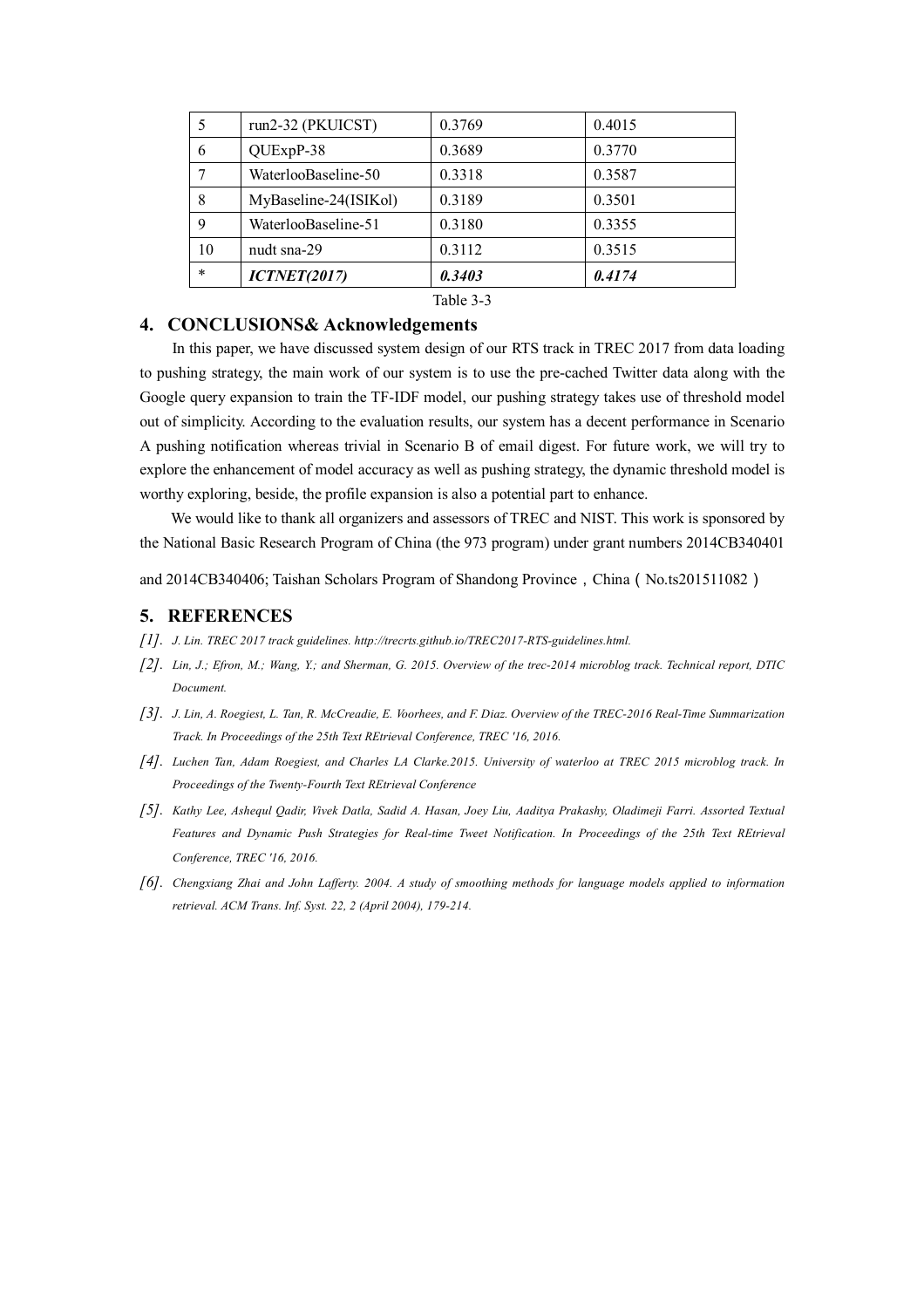| | | | |
|---|---|---|---|
| 5 | run2-32 (PKUICST) | 0.3769 | 0.4015 |
| 6 | QUExpP-38 | 0.3689 | 0.3770 |
| 7 | WaterlooBaseline-50 | 0.3318 | 0.3587 |
| 8 | MyBaseline-24(ISIKol) | 0.3189 | 0.3501 |
| 9 | WaterlooBaseline-51 | 0.3180 | 0.3355 |
| 10 | nudt sna-29 | 0.3112 | 0.3515 |
| * | ***ICTNET(2017)*** | ***0.3403*** | ***0.4174*** |

Table 3-3

## 4. CONCLUSIONS& Acknowledgements

In this paper, we have discussed system design of our RTS track in TREC 2017 from data loading to pushing strategy, the main work of our system is to use the pre-cached Twitter data along with the Google query expansion to train the TF-IDF model, our pushing strategy takes use of threshold model out of simplicity. According to the evaluation results, our system has a decent performance in Scenario A pushing notification whereas trivial in Scenario B of email digest. For future work, we will try to explore the enhancement of model accuracy as well as pushing strategy, the dynamic threshold model is worthy exploring, beside, the profile expansion is also a potential part to enhance.

We would like to thank all organizers and assessors of TREC and NIST. This work is sponsored by the National Basic Research Program of China (the 973 program) under grant numbers 2014CB340401 and 2014CB340406; Taishan Scholars Program of Shandong Province，China（No.ts201511082）

## 5. REFERENCES

*[1]. J. Lin. TREC 2017 track guidelines. http://trecrts.github.io/TREC2017-RTS-guidelines.html.*

*[2]. Lin, J.; Efron, M.; Wang, Y.; and Sherman, G. 2015. Overview of the trec-2014 microblog track. Technical report, DTIC Document.*

*[3]. J. Lin, A. Roegiest, L. Tan, R. McCreadie, E. Voorhees, and F. Diaz. Overview of the TREC-2016 Real-Time Summarization Track. In Proceedings of the 25th Text REtrieval Conference, TREC '16, 2016.*

*[4]. Luchen Tan, Adam Roegiest, and Charles LA Clarke.2015. University of waterloo at TREC 2015 microblog track. In Proceedings of the Twenty-Fourth Text REtrieval Conference*

*[5]. Kathy Lee, Ashequl Qadir, Vivek Datla, Sadid A. Hasan, Joey Liu, Aaditya Prakashy, Oladimeji Farri. Assorted Textual Features and Dynamic Push Strategies for Real-time Tweet Notification. In Proceedings of the 25th Text REtrieval Conference, TREC '16, 2016.*

*[6]. Chengxiang Zhai and John Lafferty. 2004. A study of smoothing methods for language models applied to information retrieval. ACM Trans. Inf. Syst. 22, 2 (April 2004), 179-214.*